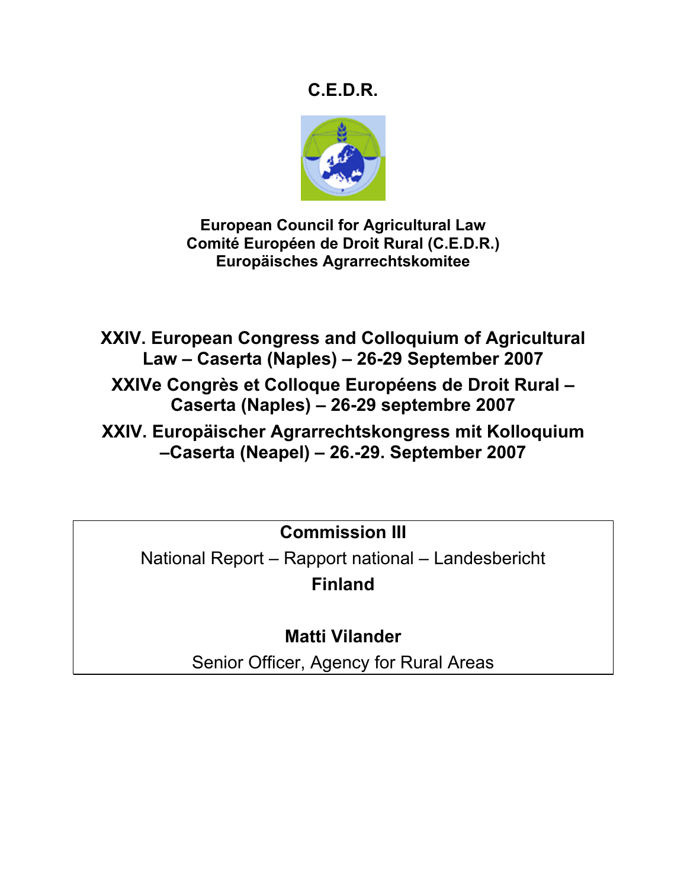# C.E.D.R.

**European Council for Agricultural Law**
**Comité Européen de Droit Rural (C.E.D.R.)**
**Europäisches Agrarrechtskomitee**

## XXIV. European Congress and Colloquium of Agricultural Law – Caserta (Naples) – 26-29 September 2007

## XXIVe Congrès et Colloque Européens de Droit Rural – Caserta (Naples) – 26-29 septembre 2007

## XXIV. Europäischer Agrarrechtskongress mit Kolloquium –Caserta (Neapel) – 26.-29. September 2007

**Commission III**

National Report – Rapport national – Landesbericht

**Finland**

**Matti Vilander**

Senior Officer, Agency for Rural Areas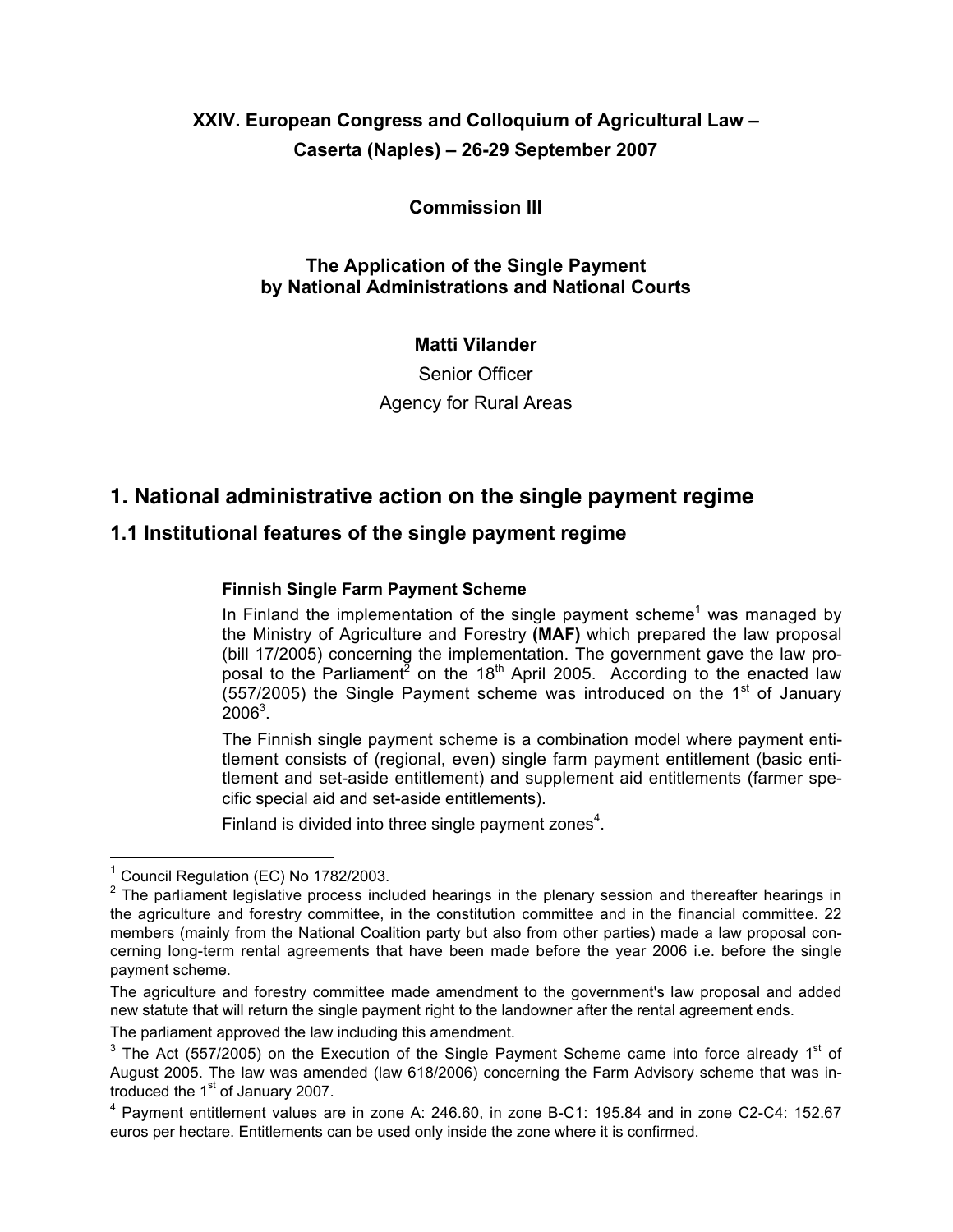**XXIV. European Congress and Colloquium of Agricultural Law – Caserta (Naples) – 26-29 September 2007**

**Commission III**

**The Application of the Single Payment by National Administrations and National Courts**

**Matti Vilander**

Senior Officer

Agency for Rural Areas

# 1. National administrative action on the single payment regime

## 1.1 Institutional features of the single payment regime

**Finnish Single Farm Payment Scheme**

In Finland the implementation of the single payment scheme[1] was managed by the Ministry of Agriculture and Forestry **(MAF)** which prepared the law proposal (bill 17/2005) concerning the implementation. The government gave the law proposal to the Parliament[2] on the 18th April 2005. According to the enacted law (557/2005) the Single Payment scheme was introduced on the 1st of January 2006[3].

The Finnish single payment scheme is a combination model where payment entitlement consists of (regional, even) single farm payment entitlement (basic entitlement and set-aside entitlement) and supplement aid entitlements (farmer specific special aid and set-aside entitlements).

Finland is divided into three single payment zones[4].

---

[1] Council Regulation (EC) No 1782/2003.

[2] The parliament legislative process included hearings in the plenary session and thereafter hearings in the agriculture and forestry committee, in the constitution committee and in the financial committee. 22 members (mainly from the National Coalition party but also from other parties) made a law proposal concerning long-term rental agreements that have been made before the year 2006 i.e. before the single payment scheme.

The agriculture and forestry committee made amendment to the government's law proposal and added new statute that will return the single payment right to the landowner after the rental agreement ends.

The parliament approved the law including this amendment.

[3] The Act (557/2005) on the Execution of the Single Payment Scheme came into force already 1st of August 2005. The law was amended (law 618/2006) concerning the Farm Advisory scheme that was introduced the 1st of January 2007.

[4] Payment entitlement values are in zone A: 246.60, in zone B-C1: 195.84 and in zone C2-C4: 152.67 euros per hectare. Entitlements can be used only inside the zone where it is confirmed.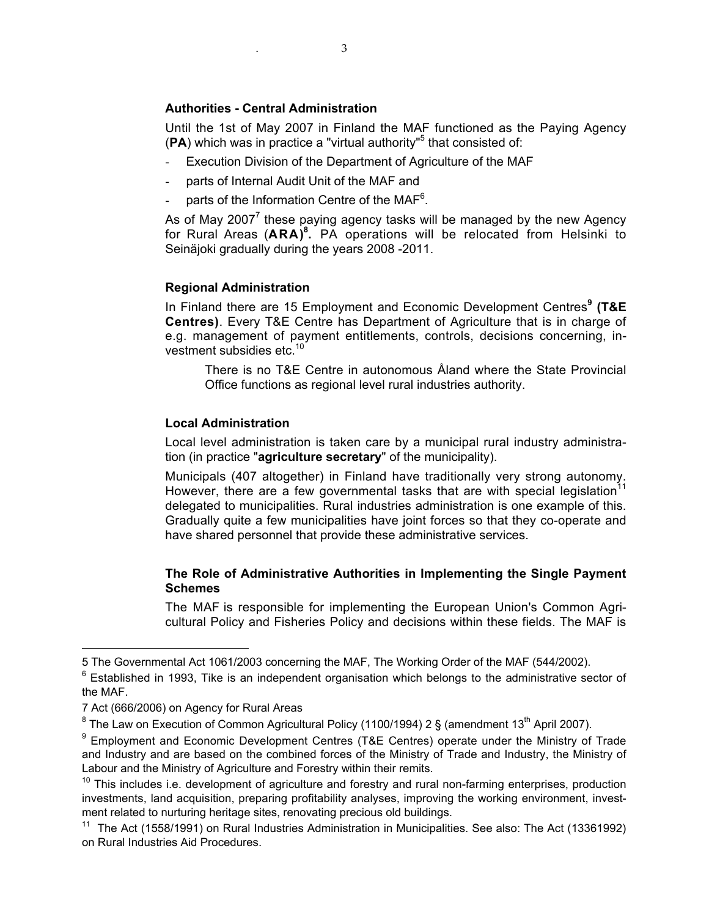### Authorities - Central Administration

Until the 1st of May 2007 in Finland the MAF functioned as the Paying Agency (**PA**) which was in practice a "virtual authority"[5] that consisted of:

- Execution Division of the Department of Agriculture of the MAF
- parts of Internal Audit Unit of the MAF and
- parts of the Information Centre of the MAF[6].

As of May 2007[7] these paying agency tasks will be managed by the new Agency for Rural Areas (**ARA**)[8]**.** PA operations will be relocated from Helsinki to Seinäjoki gradually during the years 2008 -2011.

### Regional Administration

In Finland there are 15 Employment and Economic Development Centres[9] **(T&E Centres)**. Every T&E Centre has Department of Agriculture that is in charge of e.g. management of payment entitlements, controls, decisions concerning, investment subsidies etc.[10]

> There is no T&E Centre in autonomous Åland where the State Provincial Office functions as regional level rural industries authority.

### Local Administration

Local level administration is taken care by a municipal rural industry administration (in practice "**agriculture secretary**" of the municipality).

Municipals (407 altogether) in Finland have traditionally very strong autonomy. However, there are a few governmental tasks that are with special legislation[11] delegated to municipalities. Rural industries administration is one example of this. Gradually quite a few municipalities have joint forces so that they co-operate and have shared personnel that provide these administrative services.

### The Role of Administrative Authorities in Implementing the Single Payment Schemes

The MAF is responsible for implementing the European Union's Common Agricultural Policy and Fisheries Policy and decisions within these fields. The MAF is

---

5 The Governmental Act 1061/2003 concerning the MAF, The Working Order of the MAF (544/2002).

6 Established in 1993, Tike is an independent organisation which belongs to the administrative sector of the MAF.

7 Act (666/2006) on Agency for Rural Areas

8 The Law on Execution of Common Agricultural Policy (1100/1994) 2 § (amendment 13th April 2007).

9 Employment and Economic Development Centres (T&E Centres) operate under the Ministry of Trade and Industry and are based on the combined forces of the Ministry of Trade and Industry, the Ministry of Labour and the Ministry of Agriculture and Forestry within their remits.

10 This includes i.e. development of agriculture and forestry and rural non-farming enterprises, production investments, land acquisition, preparing profitability analyses, improving the working environment, investment related to nurturing heritage sites, renovating precious old buildings.

11 The Act (1558/1991) on Rural Industries Administration in Municipalities. See also: The Act (13361992) on Rural Industries Aid Procedures.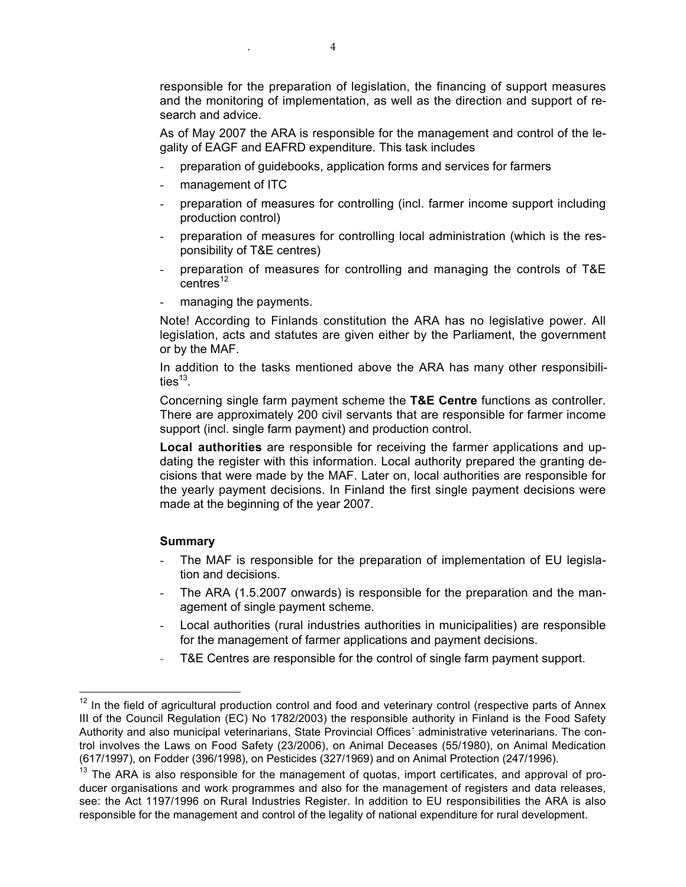responsible for the preparation of legislation, the financing of support measures and the monitoring of implementation, as well as the direction and support of research and advice.

As of May 2007 the ARA is responsible for the management and control of the legality of EAGF and EAFRD expenditure. This task includes

- preparation of guidebooks, application forms and services for farmers
- management of ITC
- preparation of measures for controlling (incl. farmer income support including production control)
- preparation of measures for controlling local administration (which is the responsibility of T&E centres)
- preparation of measures for controlling and managing the controls of T&E centres[12]
- managing the payments.

Note! According to Finlands constitution the ARA has no legislative power. All legislation, acts and statutes are given either by the Parliament, the government or by the MAF.

In addition to the tasks mentioned above the ARA has many other responsibilities[13].

Concerning single farm payment scheme the **T&E Centre** functions as controller. There are approximately 200 civil servants that are responsible for farmer income support (incl. single farm payment) and production control.

**Local authorities** are responsible for receiving the farmer applications and updating the register with this information. Local authority prepared the granting decisions that were made by the MAF. Later on, local authorities are responsible for the yearly payment decisions. In Finland the first single payment decisions were made at the beginning of the year 2007.

**Summary**

- The MAF is responsible for the preparation of implementation of EU legislation and decisions.
- The ARA (1.5.2007 onwards) is responsible for the preparation and the management of single payment scheme.
- Local authorities (rural industries authorities in municipalities) are responsible for the management of farmer applications and payment decisions.
- T&E Centres are responsible for the control of single farm payment support.

[12] In the field of agricultural production control and food and veterinary control (respective parts of Annex III of the Council Regulation (EC) No 1782/2003) the responsible authority in Finland is the Food Safety Authority and also municipal veterinarians, State Provincial Offices´ administrative veterinarians. The control involves the Laws on Food Safety (23/2006), on Animal Deceases (55/1980), on Animal Medication (617/1997), on Fodder (396/1998), on Pesticides (327/1969) and on Animal Protection (247/1996).

[13] The ARA is also responsible for the management of quotas, import certificates, and approval of producer organisations and work programmes and also for the management of registers and data releases, see: the Act 1197/1996 on Rural Industries Register. In addition to EU responsibilities the ARA is also responsible for the management and control of the legality of national expenditure for rural development.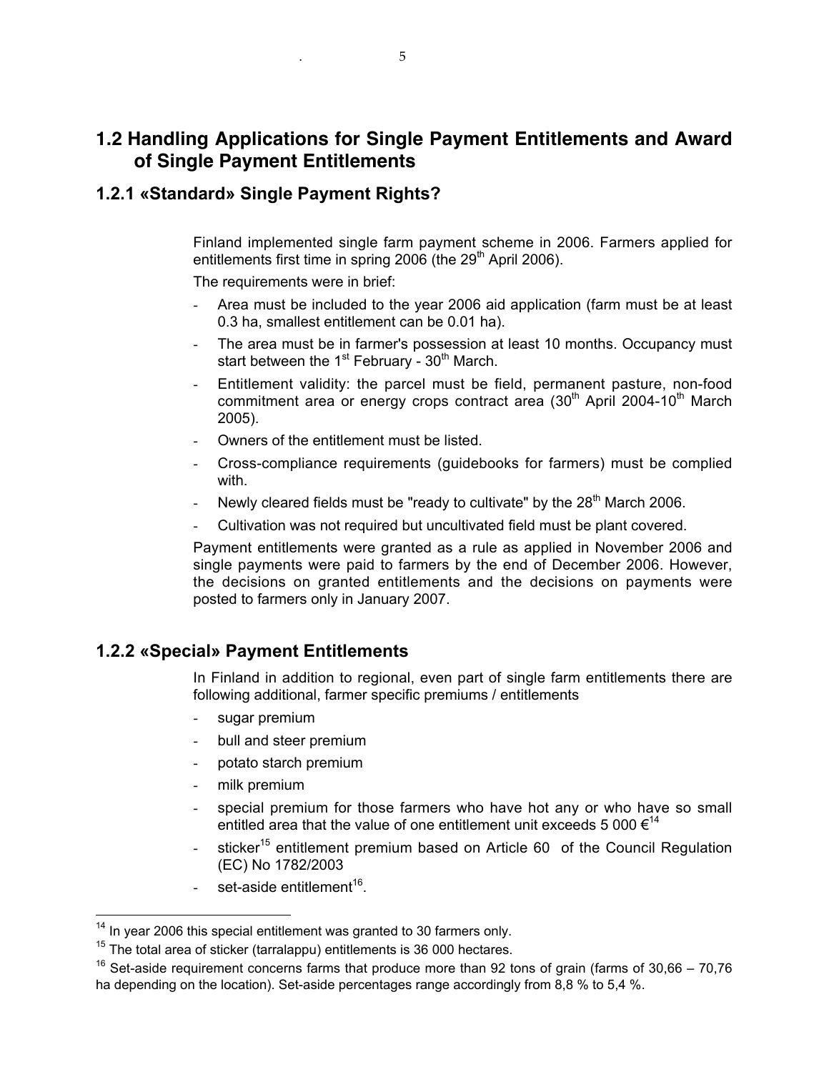## 1.2 Handling Applications for Single Payment Entitlements and Award of Single Payment Entitlements

### 1.2.1 «Standard» Single Payment Rights?

Finland implemented single farm payment scheme in 2006. Farmers applied for entitlements first time in spring 2006 (the 29th April 2006).

The requirements were in brief:

- Area must be included to the year 2006 aid application (farm must be at least 0.3 ha, smallest entitlement can be 0.01 ha).
- The area must be in farmer's possession at least 10 months. Occupancy must start between the 1st February - 30th March.
- Entitlement validity: the parcel must be field, permanent pasture, non-food commitment area or energy crops contract area (30th April 2004-10th March 2005).
- Owners of the entitlement must be listed.
- Cross-compliance requirements (guidebooks for farmers) must be complied with.
- Newly cleared fields must be "ready to cultivate" by the 28th March 2006.
- Cultivation was not required but uncultivated field must be plant covered.

Payment entitlements were granted as a rule as applied in November 2006 and single payments were paid to farmers by the end of December 2006. However, the decisions on granted entitlements and the decisions on payments were posted to farmers only in January 2007.

### 1.2.2 «Special» Payment Entitlements

In Finland in addition to regional, even part of single farm entitlements there are following additional, farmer specific premiums / entitlements

- sugar premium
- bull and steer premium
- potato starch premium
- milk premium
- special premium for those farmers who have hot any or who have so small entitled area that the value of one entitlement unit exceeds 5 000 €[14]
- sticker[15] entitlement premium based on Article 60 of the Council Regulation (EC) No 1782/2003
- set-aside entitlement[16].

---

[14] In year 2006 this special entitlement was granted to 30 farmers only.

[15] The total area of sticker (tarralappu) entitlements is 36 000 hectares.

[16] Set-aside requirement concerns farms that produce more than 92 tons of grain (farms of 30,66 – 70,76 ha depending on the location). Set-aside percentages range accordingly from 8,8 % to 5,4 %.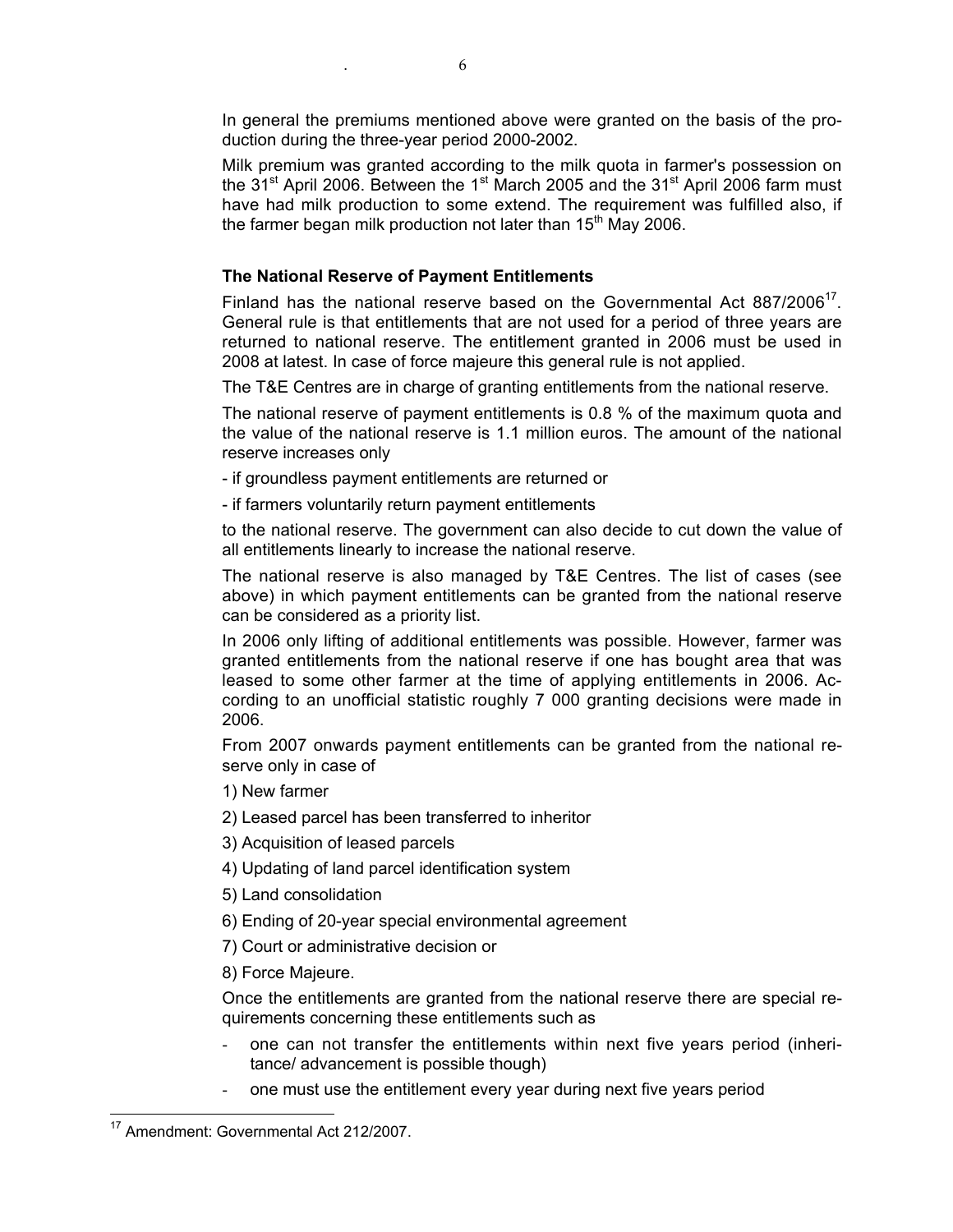In general the premiums mentioned above were granted on the basis of the production during the three-year period 2000-2002.

Milk premium was granted according to the milk quota in farmer's possession on the 31st April 2006. Between the 1st March 2005 and the 31st April 2006 farm must have had milk production to some extend. The requirement was fulfilled also, if the farmer began milk production not later than 15th May 2006.

### The National Reserve of Payment Entitlements

Finland has the national reserve based on the Governmental Act 887/2006[17]. General rule is that entitlements that are not used for a period of three years are returned to national reserve. The entitlement granted in 2006 must be used in 2008 at latest. In case of force majeure this general rule is not applied.

The T&E Centres are in charge of granting entitlements from the national reserve.

The national reserve of payment entitlements is 0.8 % of the maximum quota and the value of the national reserve is 1.1 million euros. The amount of the national reserve increases only

- if groundless payment entitlements are returned or
- if farmers voluntarily return payment entitlements

to the national reserve. The government can also decide to cut down the value of all entitlements linearly to increase the national reserve.

The national reserve is also managed by T&E Centres. The list of cases (see above) in which payment entitlements can be granted from the national reserve can be considered as a priority list.

In 2006 only lifting of additional entitlements was possible. However, farmer was granted entitlements from the national reserve if one has bought area that was leased to some other farmer at the time of applying entitlements in 2006. According to an unofficial statistic roughly 7 000 granting decisions were made in 2006.

From 2007 onwards payment entitlements can be granted from the national reserve only in case of

1) New farmer
2) Leased parcel has been transferred to inheritor
3) Acquisition of leased parcels
4) Updating of land parcel identification system
5) Land consolidation
6) Ending of 20-year special environmental agreement
7) Court or administrative decision or
8) Force Majeure.

Once the entitlements are granted from the national reserve there are special requirements concerning these entitlements such as

- one can not transfer the entitlements within next five years period (inheritance/ advancement is possible though)
- one must use the entitlement every year during next five years period

[17] Amendment: Governmental Act 212/2007.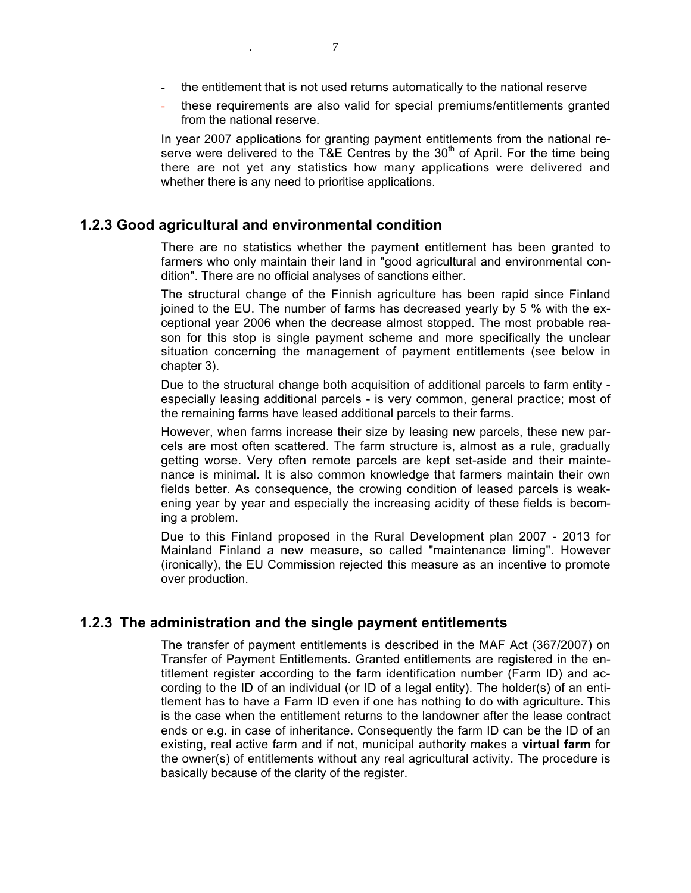- the entitlement that is not used returns automatically to the national reserve
- these requirements are also valid for special premiums/entitlements granted from the national reserve.

In year 2007 applications for granting payment entitlements from the national reserve were delivered to the T&E Centres by the 30th of April. For the time being there are not yet any statistics how many applications were delivered and whether there is any need to prioritise applications.

### 1.2.3 Good agricultural and environmental condition

There are no statistics whether the payment entitlement has been granted to farmers who only maintain their land in "good agricultural and environmental condition". There are no official analyses of sanctions either.

The structural change of the Finnish agriculture has been rapid since Finland joined to the EU. The number of farms has decreased yearly by 5 % with the exceptional year 2006 when the decrease almost stopped. The most probable reason for this stop is single payment scheme and more specifically the unclear situation concerning the management of payment entitlements (see below in chapter 3).

Due to the structural change both acquisition of additional parcels to farm entity - especially leasing additional parcels - is very common, general practice; most of the remaining farms have leased additional parcels to their farms.

However, when farms increase their size by leasing new parcels, these new parcels are most often scattered. The farm structure is, almost as a rule, gradually getting worse. Very often remote parcels are kept set-aside and their maintenance is minimal. It is also common knowledge that farmers maintain their own fields better. As consequence, the crowing condition of leased parcels is weakening year by year and especially the increasing acidity of these fields is becoming a problem.

Due to this Finland proposed in the Rural Development plan 2007 - 2013 for Mainland Finland a new measure, so called "maintenance liming". However (ironically), the EU Commission rejected this measure as an incentive to promote over production.

### 1.2.3 The administration and the single payment entitlements

The transfer of payment entitlements is described in the MAF Act (367/2007) on Transfer of Payment Entitlements. Granted entitlements are registered in the entitlement register according to the farm identification number (Farm ID) and according to the ID of an individual (or ID of a legal entity). The holder(s) of an entitlement has to have a Farm ID even if one has nothing to do with agriculture. This is the case when the entitlement returns to the landowner after the lease contract ends or e.g. in case of inheritance. Consequently the farm ID can be the ID of an existing, real active farm and if not, municipal authority makes a **virtual farm** for the owner(s) of entitlements without any real agricultural activity. The procedure is basically because of the clarity of the register.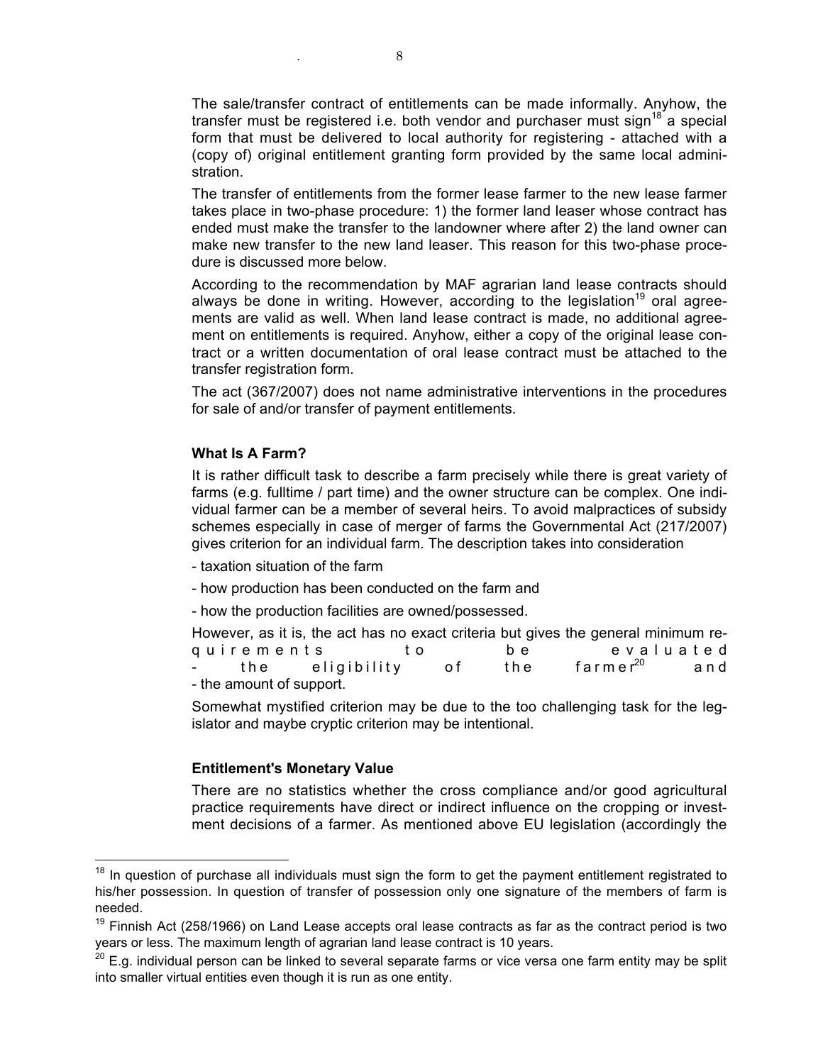The sale/transfer contract of entitlements can be made informally. Anyhow, the transfer must be registered i.e. both vendor and purchaser must sign[18] a special form that must be delivered to local authority for registering - attached with a (copy of) original entitlement granting form provided by the same local administration.

The transfer of entitlements from the former lease farmer to the new lease farmer takes place in two-phase procedure: 1) the former land leaser whose contract has ended must make the transfer to the landowner where after 2) the land owner can make new transfer to the new land leaser. This reason for this two-phase procedure is discussed more below.

According to the recommendation by MAF agrarian land lease contracts should always be done in writing. However, according to the legislation[19] oral agreements are valid as well. When land lease contract is made, no additional agreement on entitlements is required. Anyhow, either a copy of the original lease contract or a written documentation of oral lease contract must be attached to the transfer registration form.

The act (367/2007) does not name administrative interventions in the procedures for sale of and/or transfer of payment entitlements.

### What Is A Farm?

It is rather difficult task to describe a farm precisely while there is great variety of farms (e.g. fulltime / part time) and the owner structure can be complex. One individual farmer can be a member of several heirs. To avoid malpractices of subsidy schemes especially in case of merger of farms the Governmental Act (217/2007) gives criterion for an individual farm. The description takes into consideration

- taxation situation of the farm
- how production has been conducted on the farm and
- how the production facilities are owned/possessed.

However, as it is, the act has no exact criteria but gives the general minimum requirements to be evaluated

- the eligibility of the farmer[20] and
- the amount of support.

Somewhat mystified criterion may be due to the too challenging task for the legislator and maybe cryptic criterion may be intentional.

### Entitlement's Monetary Value

There are no statistics whether the cross compliance and/or good agricultural practice requirements have direct or indirect influence on the cropping or investment decisions of a farmer. As mentioned above EU legislation (accordingly the

---

[18] In question of purchase all individuals must sign the form to get the payment entitlement registrated to his/her possession. In question of transfer of possession only one signature of the members of farm is needed.

[19] Finnish Act (258/1966) on Land Lease accepts oral lease contracts as far as the contract period is two years or less. The maximum length of agrarian land lease contract is 10 years.

[20] E.g. individual person can be linked to several separate farms or vice versa one farm entity may be split into smaller virtual entities even though it is run as one entity.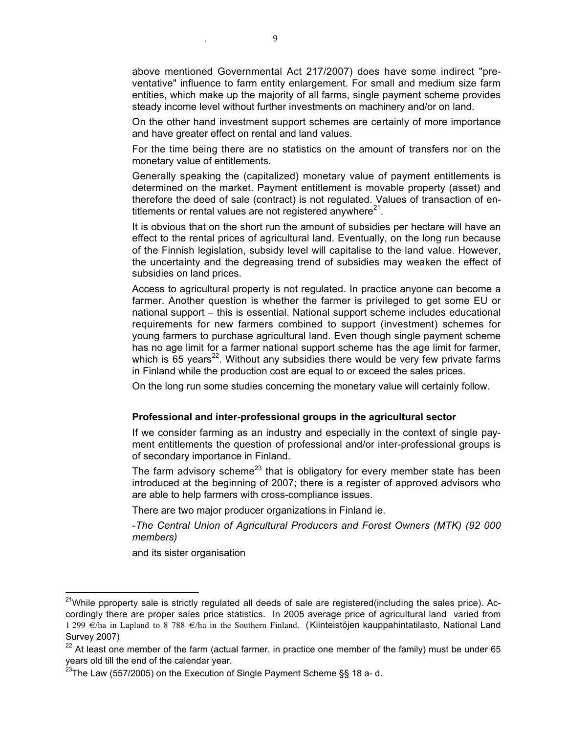above mentioned Governmental Act 217/2007) does have some indirect "preventative" influence to farm entity enlargement. For small and medium size farm entities, which make up the majority of all farms, single payment scheme provides steady income level without further investments on machinery and/or on land.

On the other hand investment support schemes are certainly of more importance and have greater effect on rental and land values.

For the time being there are no statistics on the amount of transfers nor on the monetary value of entitlements.

Generally speaking the (capitalized) monetary value of payment entitlements is determined on the market. Payment entitlement is movable property (asset) and therefore the deed of sale (contract) is not regulated. Values of transaction of entitlements or rental values are not registered anywhere[21].

It is obvious that on the short run the amount of subsidies per hectare will have an effect to the rental prices of agricultural land. Eventually, on the long run because of the Finnish legislation, subsidy level will capitalise to the land value. However, the uncertainty and the degreasing trend of subsidies may weaken the effect of subsidies on land prices.

Access to agricultural property is not regulated. In practice anyone can become a farmer. Another question is whether the farmer is privileged to get some EU or national support – this is essential. National support scheme includes educational requirements for new farmers combined to support (investment) schemes for young farmers to purchase agricultural land. Even though single payment scheme has no age limit for a farmer national support scheme has the age limit for farmer, which is 65 years[22]. Without any subsidies there would be very few private farms in Finland while the production cost are equal to or exceed the sales prices.

On the long run some studies concerning the monetary value will certainly follow.

**Professional and inter-professional groups in the agricultural sector**

If we consider farming as an industry and especially in the context of single payment entitlements the question of professional and/or inter-professional groups is of secondary importance in Finland.

The farm advisory scheme[23] that is obligatory for every member state has been introduced at the beginning of 2007; there is a register of approved advisors who are able to help farmers with cross-compliance issues.

There are two major producer organizations in Finland ie.

-*The Central Union of Agricultural Producers and Forest Owners (MTK) (92 000 members)*

and its sister organisation

---

[21] While pproperty sale is strictly regulated all deeds of sale are registered(including the sales price). Accordingly there are proper sales price statistics. In 2005 average price of agricultural land varied from 1 299 €/ha in Lapland to 8 788 €/ha in the Southern Finland. (Kiinteistöjen kauppahintatilasto, National Land Survey 2007)

[22] At least one member of the farm (actual farmer, in practice one member of the family) must be under 65 years old till the end of the calendar year.

[23] The Law (557/2005) on the Execution of Single Payment Scheme §§ 18 a- d.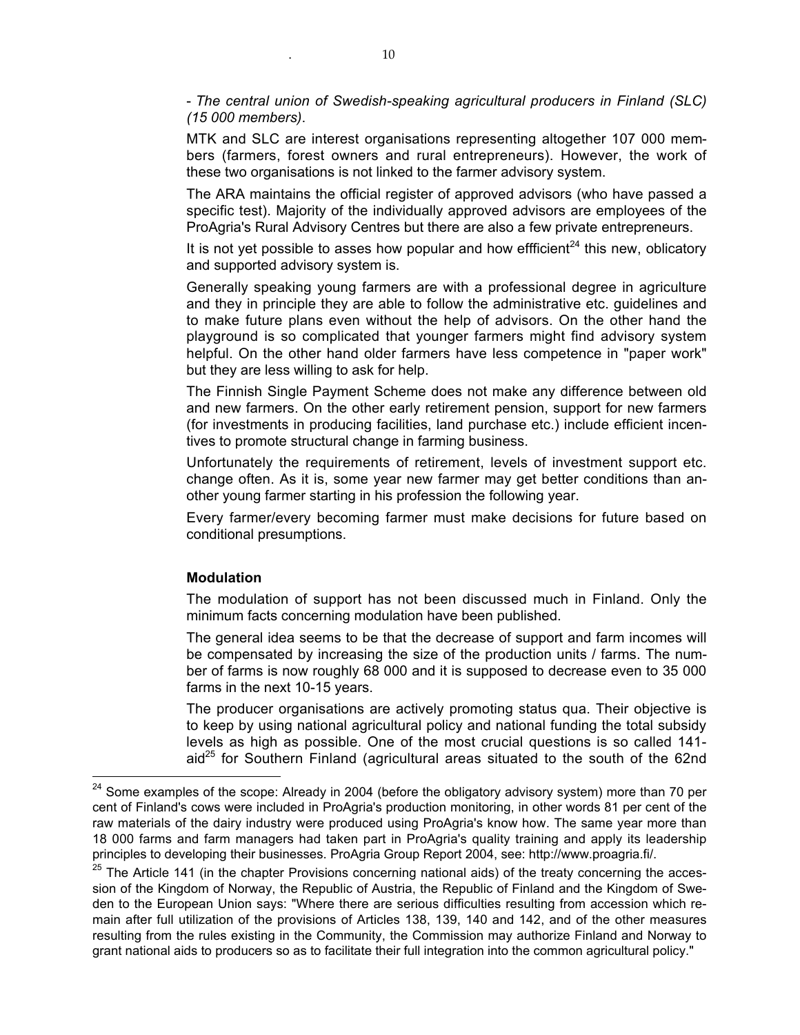- *The central union of Swedish-speaking agricultural producers in Finland (SLC) (15 000 members)*.

MTK and SLC are interest organisations representing altogether 107 000 members (farmers, forest owners and rural entrepreneurs). However, the work of these two organisations is not linked to the farmer advisory system.

The ARA maintains the official register of approved advisors (who have passed a specific test). Majority of the individually approved advisors are employees of the ProAgria's Rural Advisory Centres but there are also a few private entrepreneurs.

It is not yet possible to asses how popular and how effficient[24] this new, oblicatory and supported advisory system is.

Generally speaking young farmers are with a professional degree in agriculture and they in principle they are able to follow the administrative etc. guidelines and to make future plans even without the help of advisors. On the other hand the playground is so complicated that younger farmers might find advisory system helpful. On the other hand older farmers have less competence in "paper work" but they are less willing to ask for help.

The Finnish Single Payment Scheme does not make any difference between old and new farmers. On the other early retirement pension, support for new farmers (for investments in producing facilities, land purchase etc.) include efficient incentives to promote structural change in farming business.

Unfortunately the requirements of retirement, levels of investment support etc. change often. As it is, some year new farmer may get better conditions than another young farmer starting in his profession the following year.

Every farmer/every becoming farmer must make decisions for future based on conditional presumptions.

### Modulation

The modulation of support has not been discussed much in Finland. Only the minimum facts concerning modulation have been published.

The general idea seems to be that the decrease of support and farm incomes will be compensated by increasing the size of the production units / farms. The number of farms is now roughly 68 000 and it is supposed to decrease even to 35 000 farms in the next 10-15 years.

The producer organisations are actively promoting status qua. Their objective is to keep by using national agricultural policy and national funding the total subsidy levels as high as possible. One of the most crucial questions is so called 141-aid[25] for Southern Finland (agricultural areas situated to the south of the 62nd

---

[24] Some examples of the scope: Already in 2004 (before the obligatory advisory system) more than 70 per cent of Finland's cows were included in ProAgria's production monitoring, in other words 81 per cent of the raw materials of the dairy industry were produced using ProAgria's know how. The same year more than 18 000 farms and farm managers had taken part in ProAgria's quality training and apply its leadership principles to developing their businesses. ProAgria Group Report 2004, see: http://www.proagria.fi/.

[25] The Article 141 (in the chapter Provisions concerning national aids) of the treaty concerning the accession of the Kingdom of Norway, the Republic of Austria, the Republic of Finland and the Kingdom of Sweden to the European Union says: "Where there are serious difficulties resulting from accession which remain after full utilization of the provisions of Articles 138, 139, 140 and 142, and of the other measures resulting from the rules existing in the Community, the Commission may authorize Finland and Norway to grant national aids to producers so as to facilitate their full integration into the common agricultural policy."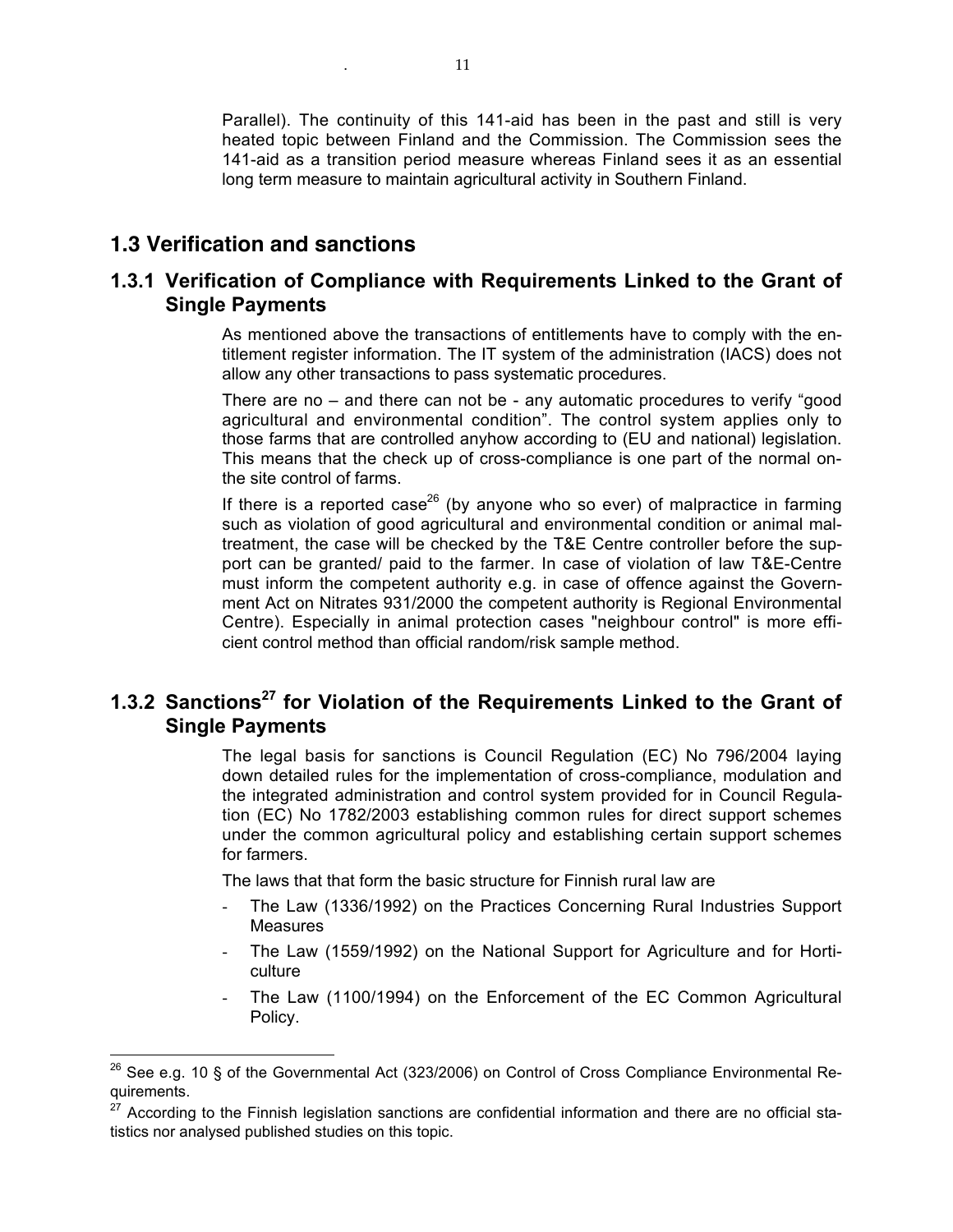Parallel). The continuity of this 141-aid has been in the past and still is very heated topic between Finland and the Commission. The Commission sees the 141-aid as a transition period measure whereas Finland sees it as an essential long term measure to maintain agricultural activity in Southern Finland.

## 1.3 Verification and sanctions

### 1.3.1 Verification of Compliance with Requirements Linked to the Grant of Single Payments

As mentioned above the transactions of entitlements have to comply with the entitlement register information. The IT system of the administration (IACS) does not allow any other transactions to pass systematic procedures.

There are no – and there can not be - any automatic procedures to verify "good agricultural and environmental condition". The control system applies only to those farms that are controlled anyhow according to (EU and national) legislation. This means that the check up of cross-compliance is one part of the normal onthe site control of farms.

If there is a reported case[26] (by anyone who so ever) of malpractice in farming such as violation of good agricultural and environmental condition or animal maltreatment, the case will be checked by the T&E Centre controller before the support can be granted/ paid to the farmer. In case of violation of law T&E-Centre must inform the competent authority e.g. in case of offence against the Government Act on Nitrates 931/2000 the competent authority is Regional Environmental Centre). Especially in animal protection cases "neighbour control" is more efficient control method than official random/risk sample method.

### 1.3.2 Sanctions[27] for Violation of the Requirements Linked to the Grant of Single Payments

The legal basis for sanctions is Council Regulation (EC) No 796/2004 laying down detailed rules for the implementation of cross-compliance, modulation and the integrated administration and control system provided for in Council Regulation (EC) No 1782/2003 establishing common rules for direct support schemes under the common agricultural policy and establishing certain support schemes for farmers.

The laws that that form the basic structure for Finnish rural law are

- The Law (1336/1992) on the Practices Concerning Rural Industries Support Measures
- The Law (1559/1992) on the National Support for Agriculture and for Horticulture
- The Law (1100/1994) on the Enforcement of the EC Common Agricultural Policy.

---

[26] See e.g. 10 § of the Governmental Act (323/2006) on Control of Cross Compliance Environmental Requirements.

[27] According to the Finnish legislation sanctions are confidential information and there are no official statistics nor analysed published studies on this topic.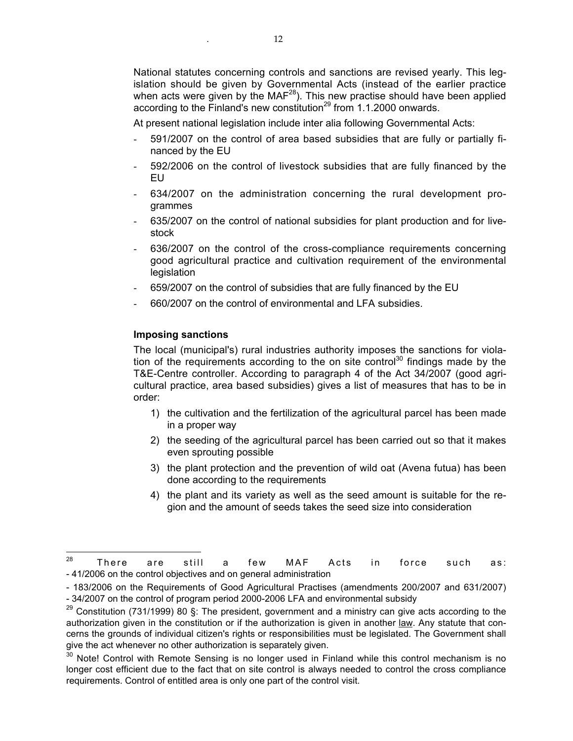National statutes concerning controls and sanctions are revised yearly. This legislation should be given by Governmental Acts (instead of the earlier practice when acts were given by the MAF[28]). This new practise should have been applied according to the Finland's new constitution[29] from 1.1.2000 onwards.

At present national legislation include inter alia following Governmental Acts:

- 591/2007 on the control of area based subsidies that are fully or partially financed by the EU
- 592/2006 on the control of livestock subsidies that are fully financed by the EU
- 634/2007 on the administration concerning the rural development programmes
- 635/2007 on the control of national subsidies for plant production and for livestock
- 636/2007 on the control of the cross-compliance requirements concerning good agricultural practice and cultivation requirement of the environmental legislation
- 659/2007 on the control of subsidies that are fully financed by the EU
- 660/2007 on the control of environmental and LFA subsidies.

### Imposing sanctions

The local (municipal's) rural industries authority imposes the sanctions for violation of the requirements according to the on site control[30] findings made by the T&E-Centre controller. According to paragraph 4 of the Act 34/2007 (good agricultural practice, area based subsidies) gives a list of measures that has to be in order:

1) the cultivation and the fertilization of the agricultural parcel has been made in a proper way
2) the seeding of the agricultural parcel has been carried out so that it makes even sprouting possible
3) the plant protection and the prevention of wild oat (Avena futua) has been done according to the requirements
4) the plant and its variety as well as the seed amount is suitable for the region and the amount of seeds takes the seed size into consideration

---

[28] There are still a few MAF Acts in force such as:
- 41/2006 on the control objectives and on general administration
- 183/2006 on the Requirements of Good Agricultural Practises (amendments 200/2007 and 631/2007)
- 34/2007 on the control of program period 2000-2006 LFA and environmental subsidy

[29] Constitution (731/1999) 80 §: The president, government and a ministry can give acts according to the authorization given in the constitution or if the authorization is given in another law. Any statute that concerns the grounds of individual citizen's rights or responsibilities must be legislated. The Government shall give the act whenever no other authorization is separately given.

[30] Note! Control with Remote Sensing is no longer used in Finland while this control mechanism is no longer cost efficient due to the fact that on site control is always needed to control the cross compliance requirements. Control of entitled area is only one part of the control visit.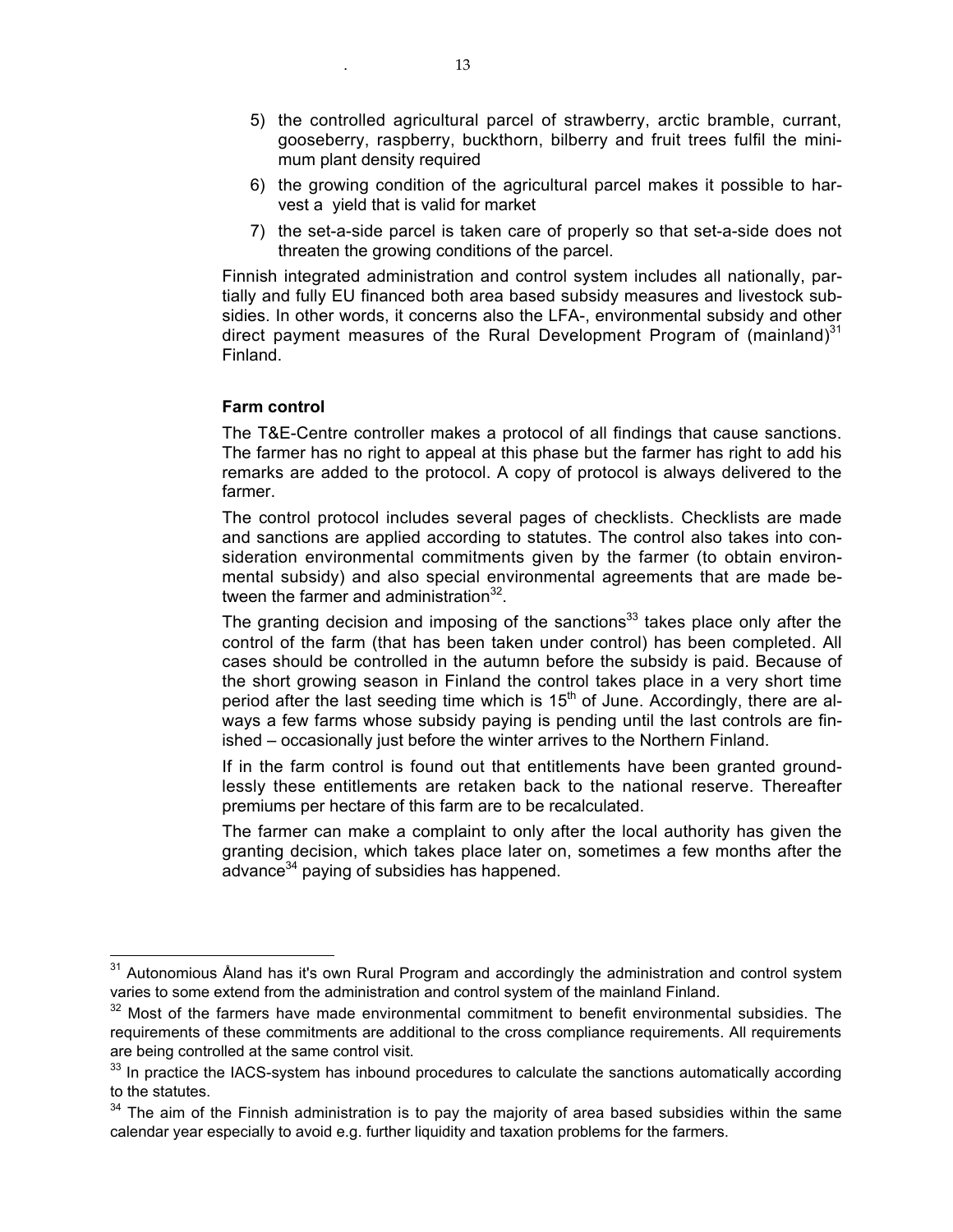5) the controlled agricultural parcel of strawberry, arctic bramble, currant, gooseberry, raspberry, buckthorn, bilberry and fruit trees fulfil the minimum plant density required
6) the growing condition of the agricultural parcel makes it possible to harvest a yield that is valid for market
7) the set-a-side parcel is taken care of properly so that set-a-side does not threaten the growing conditions of the parcel.

Finnish integrated administration and control system includes all nationally, partially and fully EU financed both area based subsidy measures and livestock subsidies. In other words, it concerns also the LFA-, environmental subsidy and other direct payment measures of the Rural Development Program of (mainland)[31] Finland.

**Farm control**

The T&E-Centre controller makes a protocol of all findings that cause sanctions. The farmer has no right to appeal at this phase but the farmer has right to add his remarks are added to the protocol. A copy of protocol is always delivered to the farmer.

The control protocol includes several pages of checklists. Checklists are made and sanctions are applied according to statutes. The control also takes into consideration environmental commitments given by the farmer (to obtain environmental subsidy) and also special environmental agreements that are made between the farmer and administration[32].

The granting decision and imposing of the sanctions[33] takes place only after the control of the farm (that has been taken under control) has been completed. All cases should be controlled in the autumn before the subsidy is paid. Because of the short growing season in Finland the control takes place in a very short time period after the last seeding time which is 15th of June. Accordingly, there are always a few farms whose subsidy paying is pending until the last controls are finished – occasionally just before the winter arrives to the Northern Finland.

If in the farm control is found out that entitlements have been granted groundlessly these entitlements are retaken back to the national reserve. Thereafter premiums per hectare of this farm are to be recalculated.

The farmer can make a complaint to only after the local authority has given the granting decision, which takes place later on, sometimes a few months after the advance[34] paying of subsidies has happened.

---

[31] Autonomious Åland has it's own Rural Program and accordingly the administration and control system varies to some extend from the administration and control system of the mainland Finland.

[32] Most of the farmers have made environmental commitment to benefit environmental subsidies. The requirements of these commitments are additional to the cross compliance requirements. All requirements are being controlled at the same control visit.

[33] In practice the IACS-system has inbound procedures to calculate the sanctions automatically according to the statutes.

[34] The aim of the Finnish administration is to pay the majority of area based subsidies within the same calendar year especially to avoid e.g. further liquidity and taxation problems for the farmers.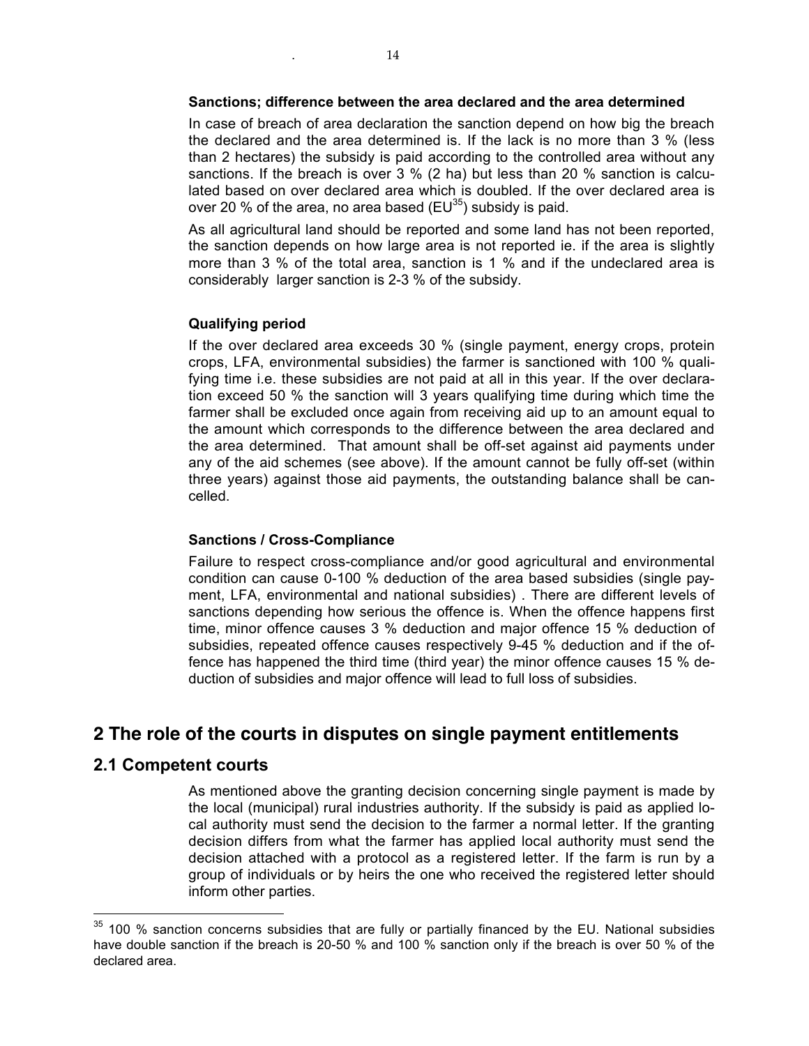**Sanctions; difference between the area declared and the area determined**

In case of breach of area declaration the sanction depend on how big the breach the declared and the area determined is. If the lack is no more than 3 % (less than 2 hectares) the subsidy is paid according to the controlled area without any sanctions. If the breach is over 3 % (2 ha) but less than 20 % sanction is calculated based on over declared area which is doubled. If the over declared area is over 20 % of the area, no area based (EU[35]) subsidy is paid.

As all agricultural land should be reported and some land has not been reported, the sanction depends on how large area is not reported ie. if the area is slightly more than 3 % of the total area, sanction is 1 % and if the undeclared area is considerably larger sanction is 2-3 % of the subsidy.

**Qualifying period**

If the over declared area exceeds 30 % (single payment, energy crops, protein crops, LFA, environmental subsidies) the farmer is sanctioned with 100 % qualifying time i.e. these subsidies are not paid at all in this year. If the over declaration exceed 50 % the sanction will 3 years qualifying time during which time the farmer shall be excluded once again from receiving aid up to an amount equal to the amount which corresponds to the difference between the area declared and the area determined. That amount shall be off-set against aid payments under any of the aid schemes (see above). If the amount cannot be fully off-set (within three years) against those aid payments, the outstanding balance shall be cancelled.

**Sanctions / Cross-Compliance**

Failure to respect cross-compliance and/or good agricultural and environmental condition can cause 0-100 % deduction of the area based subsidies (single payment, LFA, environmental and national subsidies) . There are different levels of sanctions depending how serious the offence is. When the offence happens first time, minor offence causes 3 % deduction and major offence 15 % deduction of subsidies, repeated offence causes respectively 9-45 % deduction and if the offence has happened the third time (third year) the minor offence causes 15 % deduction of subsidies and major offence will lead to full loss of subsidies.

# 2 The role of the courts in disputes on single payment entitlements

## 2.1 Competent courts

As mentioned above the granting decision concerning single payment is made by the local (municipal) rural industries authority. If the subsidy is paid as applied local authority must send the decision to the farmer a normal letter. If the granting decision differs from what the farmer has applied local authority must send the decision attached with a protocol as a registered letter. If the farm is run by a group of individuals or by heirs the one who received the registered letter should inform other parties.

[35] 100 % sanction concerns subsidies that are fully or partially financed by the EU. National subsidies have double sanction if the breach is 20-50 % and 100 % sanction only if the breach is over 50 % of the declared area.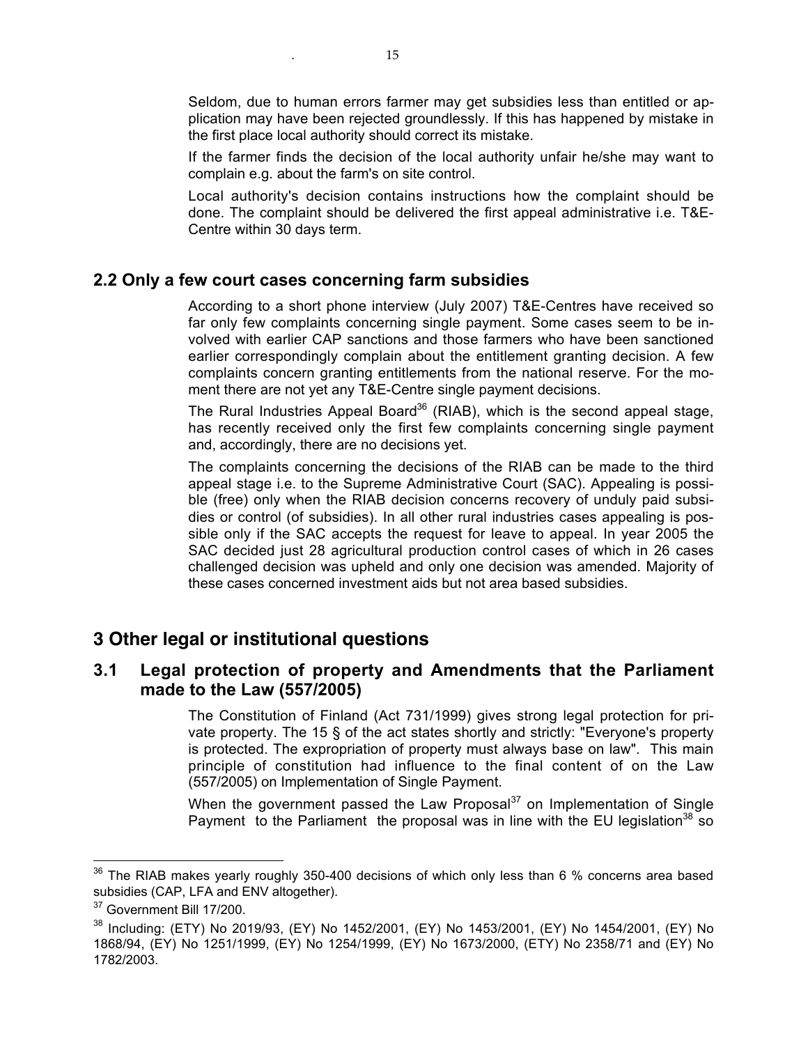Seldom, due to human errors farmer may get subsidies less than entitled or application may have been rejected groundlessly. If this has happened by mistake in the first place local authority should correct its mistake.

If the farmer finds the decision of the local authority unfair he/she may want to complain e.g. about the farm's on site control.

Local authority's decision contains instructions how the complaint should be done. The complaint should be delivered the first appeal administrative i.e. T&E-Centre within 30 days term.

## 2.2 Only a few court cases concerning farm subsidies

According to a short phone interview (July 2007) T&E-Centres have received so far only few complaints concerning single payment. Some cases seem to be involved with earlier CAP sanctions and those farmers who have been sanctioned earlier correspondingly complain about the entitlement granting decision. A few complaints concern granting entitlements from the national reserve. For the moment there are not yet any T&E-Centre single payment decisions.

The Rural Industries Appeal Board[36] (RIAB), which is the second appeal stage, has recently received only the first few complaints concerning single payment and, accordingly, there are no decisions yet.

The complaints concerning the decisions of the RIAB can be made to the third appeal stage i.e. to the Supreme Administrative Court (SAC). Appealing is possible (free) only when the RIAB decision concerns recovery of unduly paid subsidies or control (of subsidies). In all other rural industries cases appealing is possible only if the SAC accepts the request for leave to appeal. In year 2005 the SAC decided just 28 agricultural production control cases of which in 26 cases challenged decision was upheld and only one decision was amended. Majority of these cases concerned investment aids but not area based subsidies.

# 3 Other legal or institutional questions

## 3.1 Legal protection of property and Amendments that the Parliament made to the Law (557/2005)

The Constitution of Finland (Act 731/1999) gives strong legal protection for private property. The 15 § of the act states shortly and strictly: "Everyone's property is protected. The expropriation of property must always base on law". This main principle of constitution had influence to the final content of on the Law (557/2005) on Implementation of Single Payment.

When the government passed the Law Proposal[37] on Implementation of Single Payment to the Parliament the proposal was in line with the EU legislation[38] so

---

[36] The RIAB makes yearly roughly 350-400 decisions of which only less than 6 % concerns area based subsidies (CAP, LFA and ENV altogether).

[37] Government Bill 17/200.

[38] Including: (ETY) No 2019/93, (EY) No 1452/2001, (EY) No 1453/2001, (EY) No 1454/2001, (EY) No 1868/94, (EY) No 1251/1999, (EY) No 1254/1999, (EY) No 1673/2000, (ETY) No 2358/71 and (EY) No 1782/2003.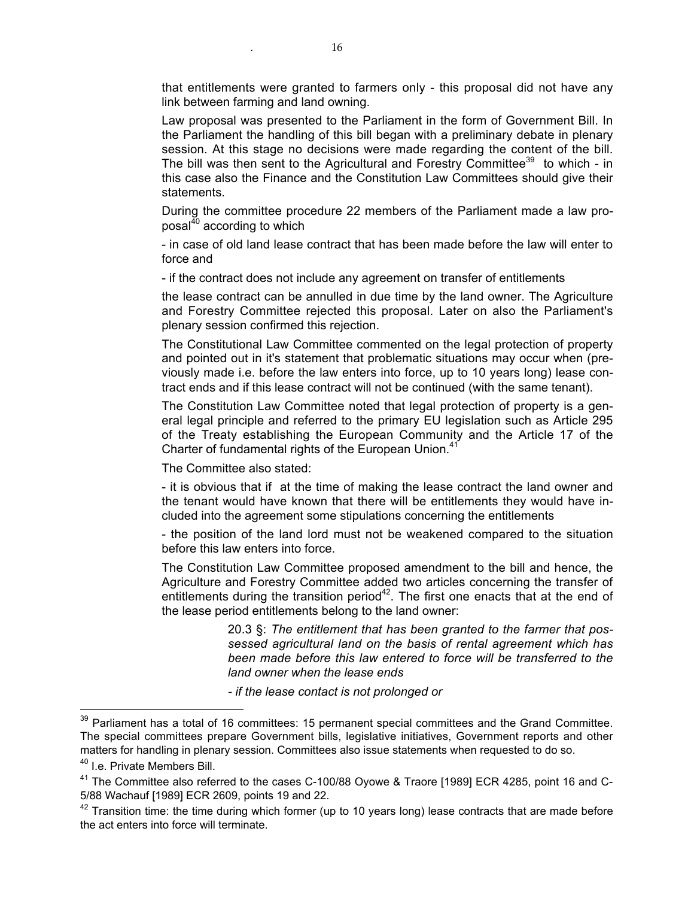that entitlements were granted to farmers only - this proposal did not have any link between farming and land owning.

Law proposal was presented to the Parliament in the form of Government Bill. In the Parliament the handling of this bill began with a preliminary debate in plenary session. At this stage no decisions were made regarding the content of the bill. The bill was then sent to the Agricultural and Forestry Committee[39] to which - in this case also the Finance and the Constitution Law Committees should give their statements.

During the committee procedure 22 members of the Parliament made a law proposal[40] according to which

- in case of old land lease contract that has been made before the law will enter to force and

- if the contract does not include any agreement on transfer of entitlements

the lease contract can be annulled in due time by the land owner. The Agriculture and Forestry Committee rejected this proposal. Later on also the Parliament's plenary session confirmed this rejection.

The Constitutional Law Committee commented on the legal protection of property and pointed out in it's statement that problematic situations may occur when (previously made i.e. before the law enters into force, up to 10 years long) lease contract ends and if this lease contract will not be continued (with the same tenant).

The Constitution Law Committee noted that legal protection of property is a general legal principle and referred to the primary EU legislation such as Article 295 of the Treaty establishing the European Community and the Article 17 of the Charter of fundamental rights of the European Union.[41]

The Committee also stated:

- it is obvious that if at the time of making the lease contract the land owner and the tenant would have known that there will be entitlements they would have included into the agreement some stipulations concerning the entitlements

- the position of the land lord must not be weakened compared to the situation before this law enters into force.

The Constitution Law Committee proposed amendment to the bill and hence, the Agriculture and Forestry Committee added two articles concerning the transfer of entitlements during the transition period[42]. The first one enacts that at the end of the lease period entitlements belong to the land owner:

> 20.3 §: *The entitlement that has been granted to the farmer that possessed agricultural land on the basis of rental agreement which has been made before this law entered to force will be transferred to the land owner when the lease ends*
>
> *- if the lease contact is not prolonged or*

---

[39] Parliament has a total of 16 committees: 15 permanent special committees and the Grand Committee. The special committees prepare Government bills, legislative initiatives, Government reports and other matters for handling in plenary session. Committees also issue statements when requested to do so.

[40] I.e. Private Members Bill.

[41] The Committee also referred to the cases C-100/88 Oyowe & Traore [1989] ECR 4285, point 16 and C-5/88 Wachauf [1989] ECR 2609, points 19 and 22.

[42] Transition time: the time during which former (up to 10 years long) lease contracts that are made before the act enters into force will terminate.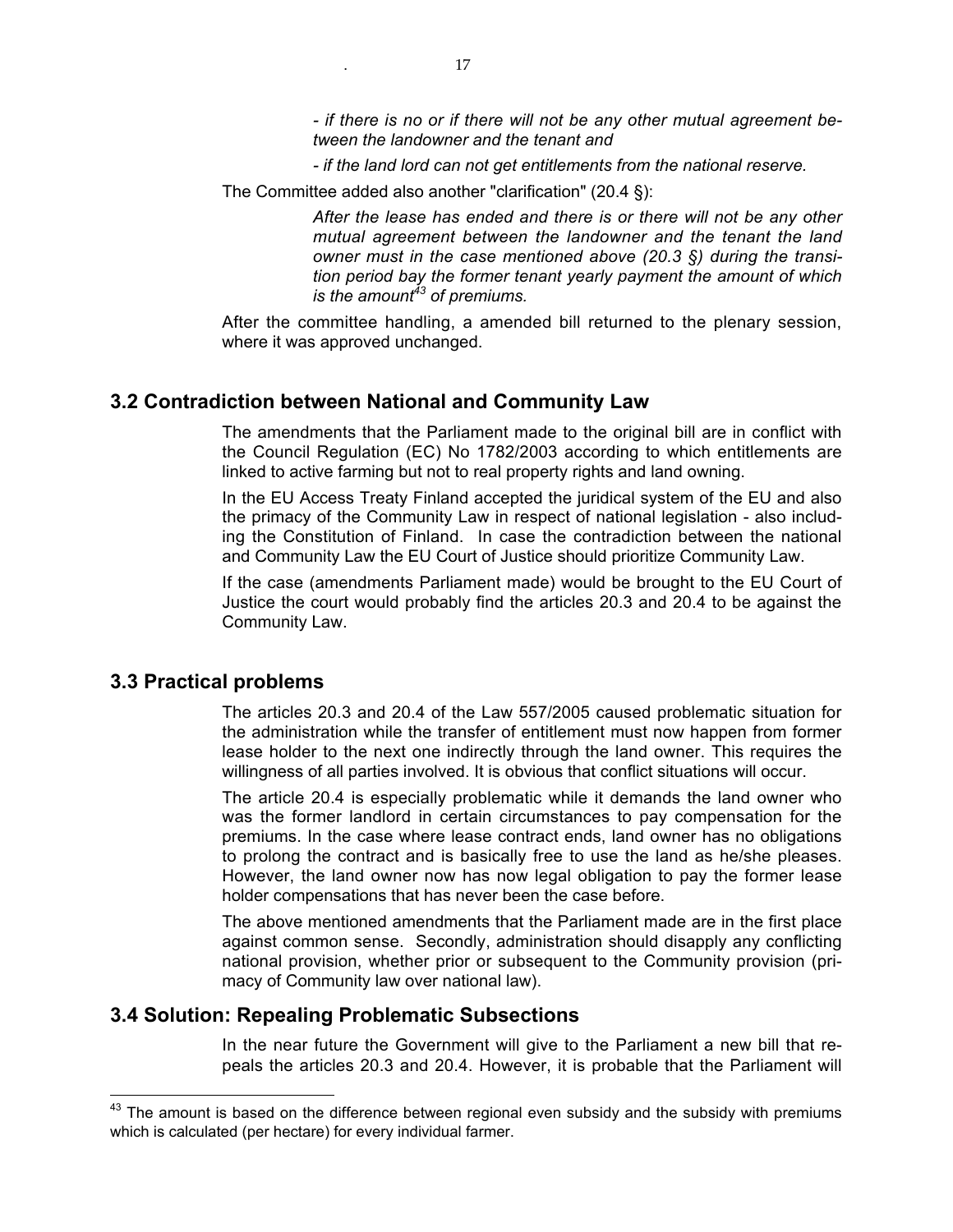*- if there is no or if there will not be any other mutual agreement between the landowner and the tenant and*

*- if the land lord can not get entitlements from the national reserve.*

The Committee added also another "clarification" (20.4 §):

> *After the lease has ended and there is or there will not be any other mutual agreement between the landowner and the tenant the land owner must in the case mentioned above (20.3 §) during the transition period bay the former tenant yearly payment the amount of which is the amount[43] of premiums.*

After the committee handling, a amended bill returned to the plenary session, where it was approved unchanged.

## 3.2 Contradiction between National and Community Law

The amendments that the Parliament made to the original bill are in conflict with the Council Regulation (EC) No 1782/2003 according to which entitlements are linked to active farming but not to real property rights and land owning.

In the EU Access Treaty Finland accepted the juridical system of the EU and also the primacy of the Community Law in respect of national legislation - also including the Constitution of Finland. In case the contradiction between the national and Community Law the EU Court of Justice should prioritize Community Law.

If the case (amendments Parliament made) would be brought to the EU Court of Justice the court would probably find the articles 20.3 and 20.4 to be against the Community Law.

## 3.3 Practical problems

The articles 20.3 and 20.4 of the Law 557/2005 caused problematic situation for the administration while the transfer of entitlement must now happen from former lease holder to the next one indirectly through the land owner. This requires the willingness of all parties involved. It is obvious that conflict situations will occur.

The article 20.4 is especially problematic while it demands the land owner who was the former landlord in certain circumstances to pay compensation for the premiums. In the case where lease contract ends, land owner has no obligations to prolong the contract and is basically free to use the land as he/she pleases. However, the land owner now has now legal obligation to pay the former lease holder compensations that has never been the case before.

The above mentioned amendments that the Parliament made are in the first place against common sense. Secondly, administration should disapply any conflicting national provision, whether prior or subsequent to the Community provision (primacy of Community law over national law).

## 3.4 Solution: Repealing Problematic Subsections

In the near future the Government will give to the Parliament a new bill that repeals the articles 20.3 and 20.4. However, it is probable that the Parliament will

---

[43] The amount is based on the difference between regional even subsidy and the subsidy with premiums which is calculated (per hectare) for every individual farmer.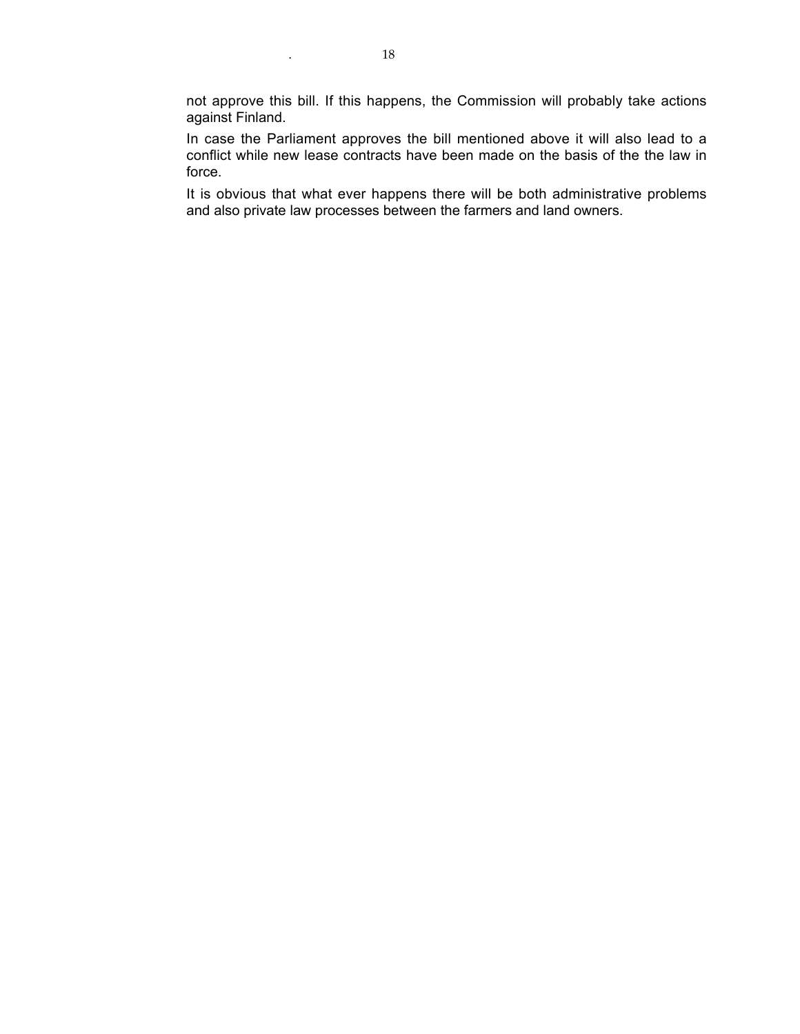not approve this bill. If this happens, the Commission will probably take actions against Finland.

In case the Parliament approves the bill mentioned above it will also lead to a conflict while new lease contracts have been made on the basis of the the law in force.

It is obvious that what ever happens there will be both administrative problems and also private law processes between the farmers and land owners.